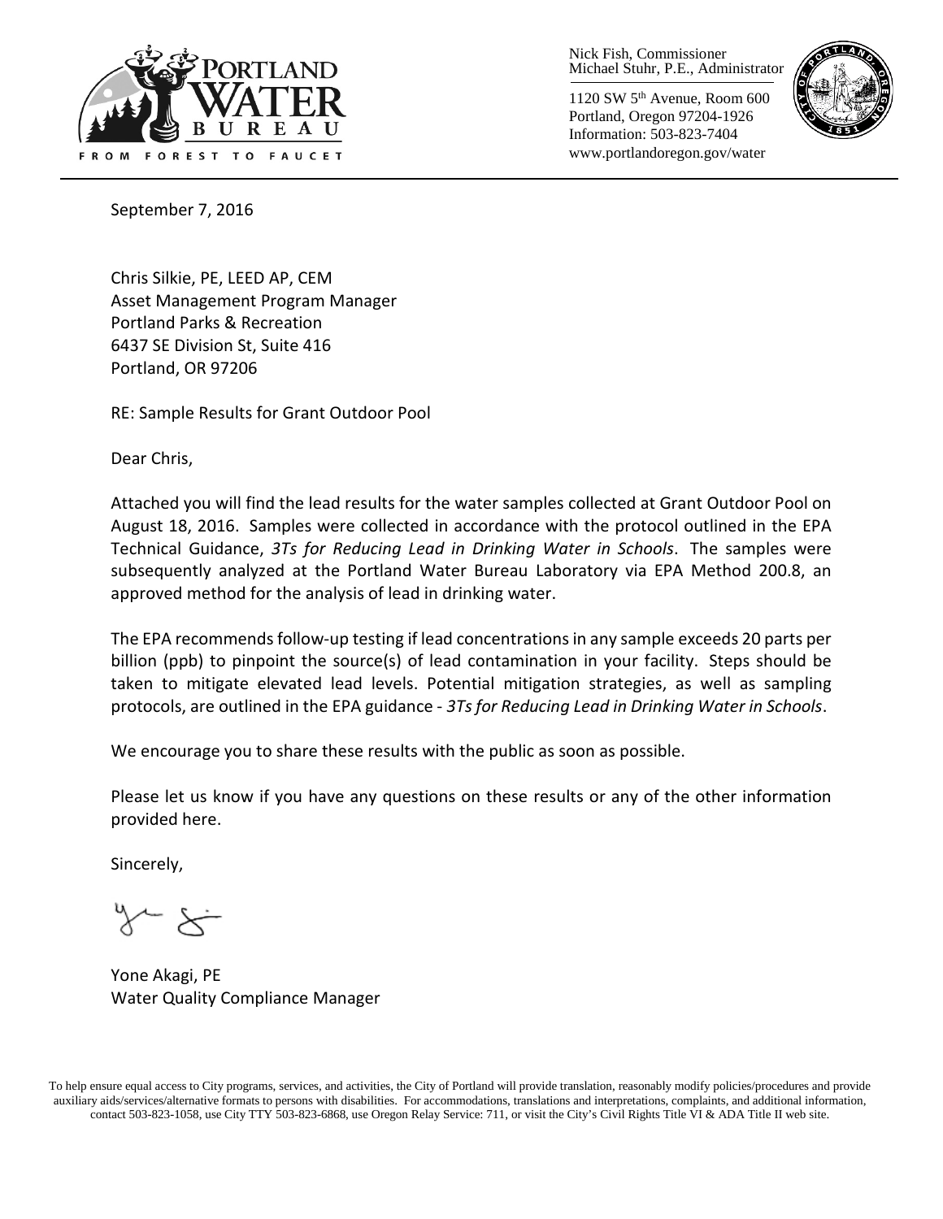Nick Fish, Commissioner
Michael Stuhr, P.E., Administrator

1120 SW 5th Avenue, Room 600
Portland, Oregon 97204-1926
Information: 503-823-7404
www.portlandoregon.gov/water

September 7, 2016

Chris Silkie, PE, LEED AP, CEM
Asset Management Program Manager
Portland Parks & Recreation
6437 SE Division St, Suite 416
Portland, OR 97206

RE: Sample Results for Grant Outdoor Pool

Dear Chris,

Attached you will find the lead results for the water samples collected at Grant Outdoor Pool on August 18, 2016. Samples were collected in accordance with the protocol outlined in the EPA Technical Guidance, *3Ts for Reducing Lead in Drinking Water in Schools*. The samples were subsequently analyzed at the Portland Water Bureau Laboratory via EPA Method 200.8, an approved method for the analysis of lead in drinking water.

The EPA recommends follow-up testing if lead concentrations in any sample exceeds 20 parts per billion (ppb) to pinpoint the source(s) of lead contamination in your facility. Steps should be taken to mitigate elevated lead levels. Potential mitigation strategies, as well as sampling protocols, are outlined in the EPA guidance - *3Ts for Reducing Lead in Drinking Water in Schools*.

We encourage you to share these results with the public as soon as possible.

Please let us know if you have any questions on these results or any of the other information provided here.

Sincerely,

Yone Akagi, PE
Water Quality Compliance Manager

To help ensure equal access to City programs, services, and activities, the City of Portland will provide translation, reasonably modify policies/procedures and provide auxiliary aids/services/alternative formats to persons with disabilities. For accommodations, translations and interpretations, complaints, and additional information, contact 503-823-1058, use City TTY 503-823-6868, use Oregon Relay Service: 711, or visit the City's Civil Rights Title VI & ADA Title II web site.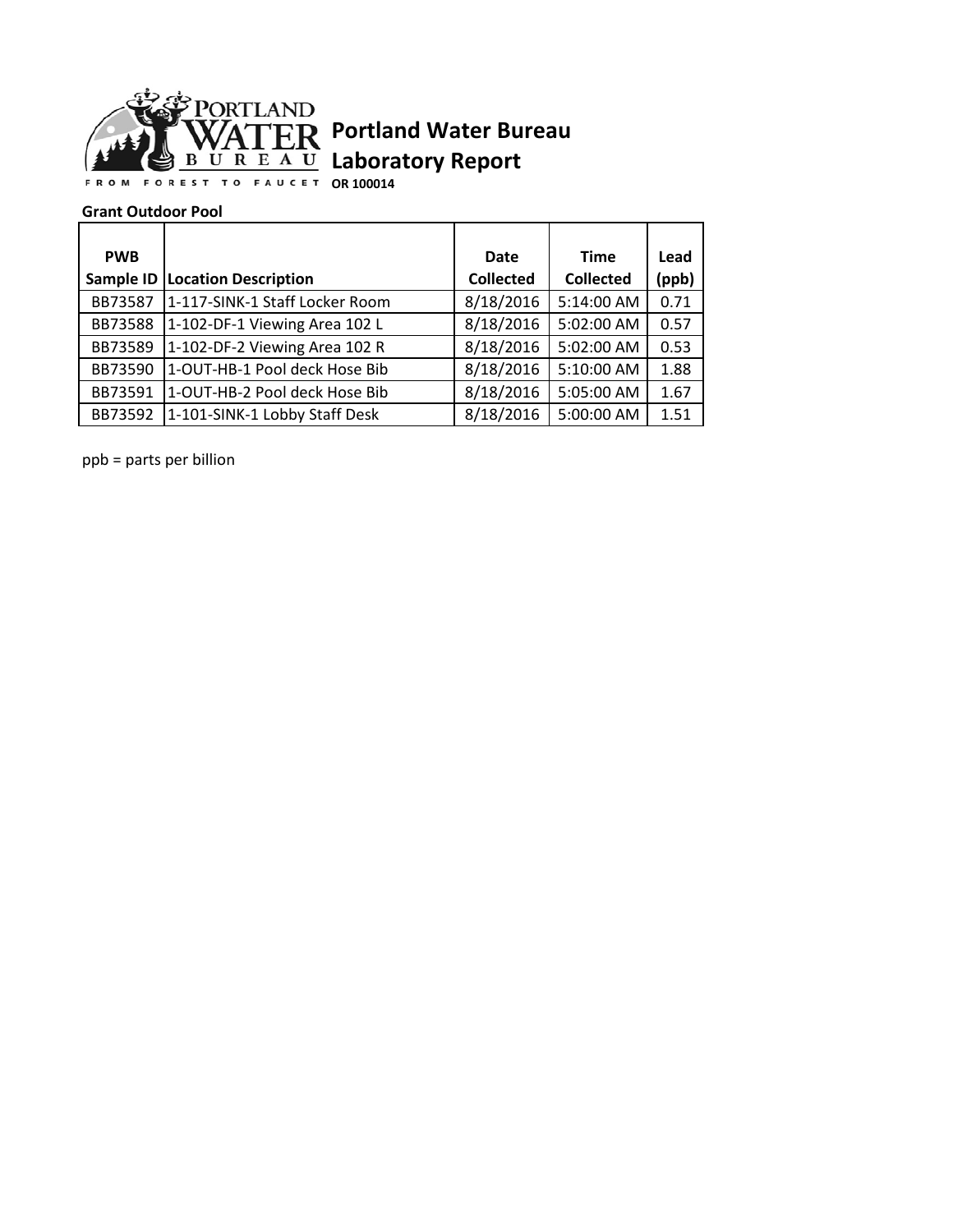# Portland Water Bureau
# Laboratory Report

**OR 100014**

**Grant Outdoor Pool**

| PWB Sample ID | Location Description | Date Collected | Time Collected | Lead (ppb) |
|---|---|---|---|---|
| BB73587 | 1-117-SINK-1 Staff Locker Room | 8/18/2016 | 5:14:00 AM | 0.71 |
| BB73588 | 1-102-DF-1 Viewing Area 102 L | 8/18/2016 | 5:02:00 AM | 0.57 |
| BB73589 | 1-102-DF-2 Viewing Area 102 R | 8/18/2016 | 5:02:00 AM | 0.53 |
| BB73590 | 1-OUT-HB-1 Pool deck Hose Bib | 8/18/2016 | 5:10:00 AM | 1.88 |
| BB73591 | 1-OUT-HB-2 Pool deck Hose Bib | 8/18/2016 | 5:05:00 AM | 1.67 |
| BB73592 | 1-101-SINK-1 Lobby Staff Desk | 8/18/2016 | 5:00:00 AM | 1.51 |

ppb = parts per billion